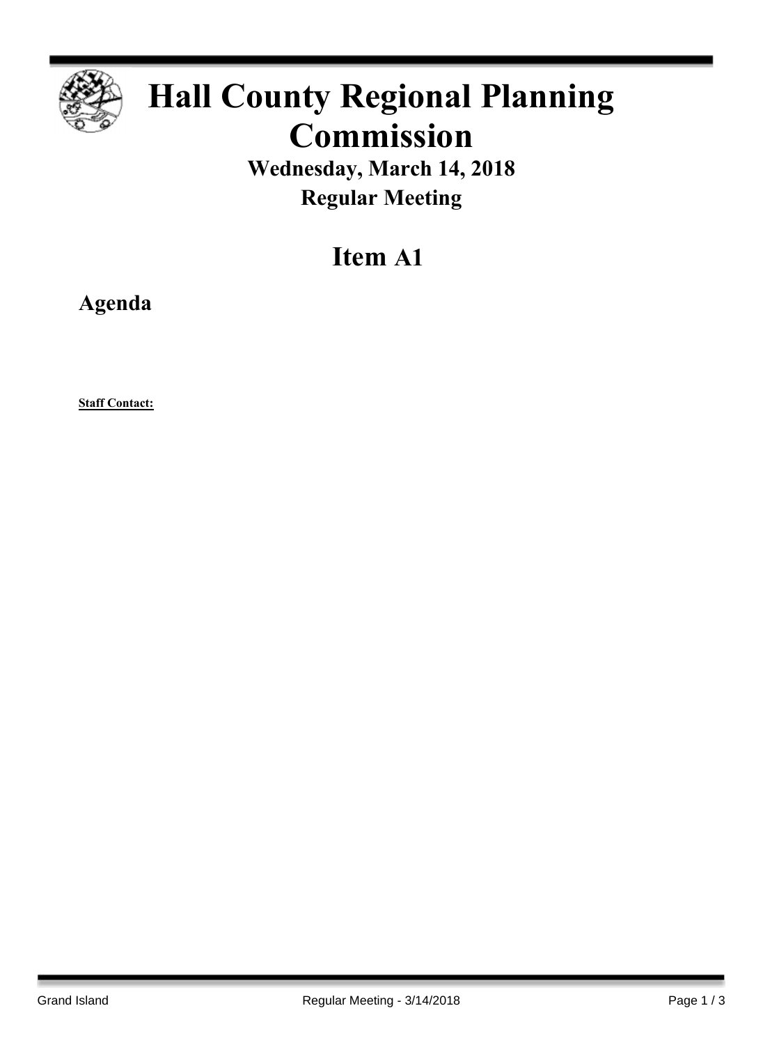# Hall County Regional Planning Commission

## Wednesday, March 14, 2018
## Regular Meeting

# Item A1

## Agenda

**Staff Contact:**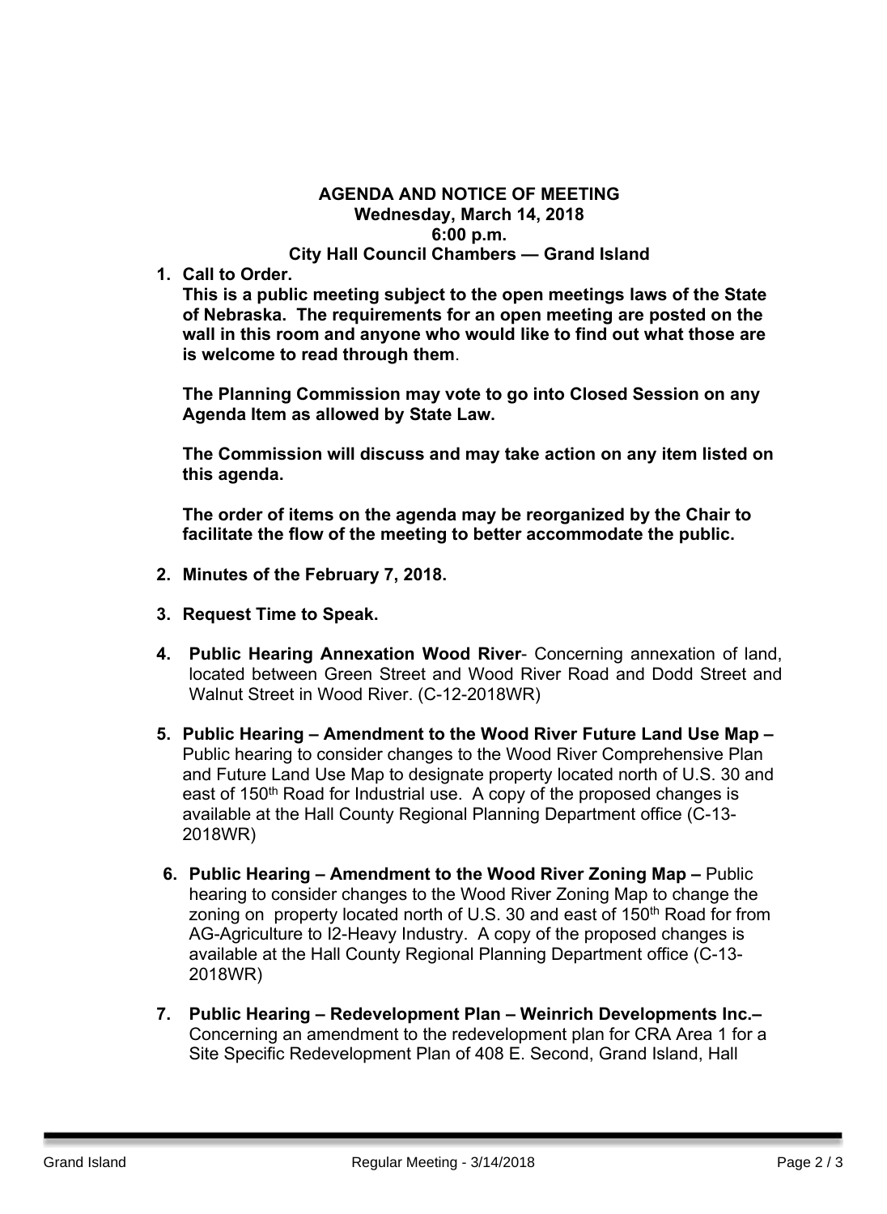**AGENDA AND NOTICE OF MEETING**
**Wednesday, March 14, 2018**
**6:00 p.m.**
**City Hall Council Chambers — Grand Island**

1. **Call to Order.**
   **This is a public meeting subject to the open meetings laws of the State of Nebraska. The requirements for an open meeting are posted on the wall in this room and anyone who would like to find out what those are is welcome to read through them**.

   **The Planning Commission may vote to go into Closed Session on any Agenda Item as allowed by State Law.**

   **The Commission will discuss and may take action on any item listed on this agenda.**

   **The order of items on the agenda may be reorganized by the Chair to facilitate the flow of the meeting to better accommodate the public.**

2. **Minutes of the February 7, 2018.**

3. **Request Time to Speak.**

4. **Public Hearing Annexation Wood River**- Concerning annexation of land, located between Green Street and Wood River Road and Dodd Street and Walnut Street in Wood River. (C-12-2018WR)

5. **Public Hearing – Amendment to the Wood River Future Land Use Map –** Public hearing to consider changes to the Wood River Comprehensive Plan and Future Land Use Map to designate property located north of U.S. 30 and east of 150th Road for Industrial use. A copy of the proposed changes is available at the Hall County Regional Planning Department office (C-13-2018WR)

6. **Public Hearing – Amendment to the Wood River Zoning Map –** Public hearing to consider changes to the Wood River Zoning Map to change the zoning on property located north of U.S. 30 and east of 150th Road for from AG-Agriculture to I2-Heavy Industry. A copy of the proposed changes is available at the Hall County Regional Planning Department office (C-13-2018WR)

7. **Public Hearing – Redevelopment Plan – Weinrich Developments Inc.–** Concerning an amendment to the redevelopment plan for CRA Area 1 for a Site Specific Redevelopment Plan of 408 E. Second, Grand Island, Hall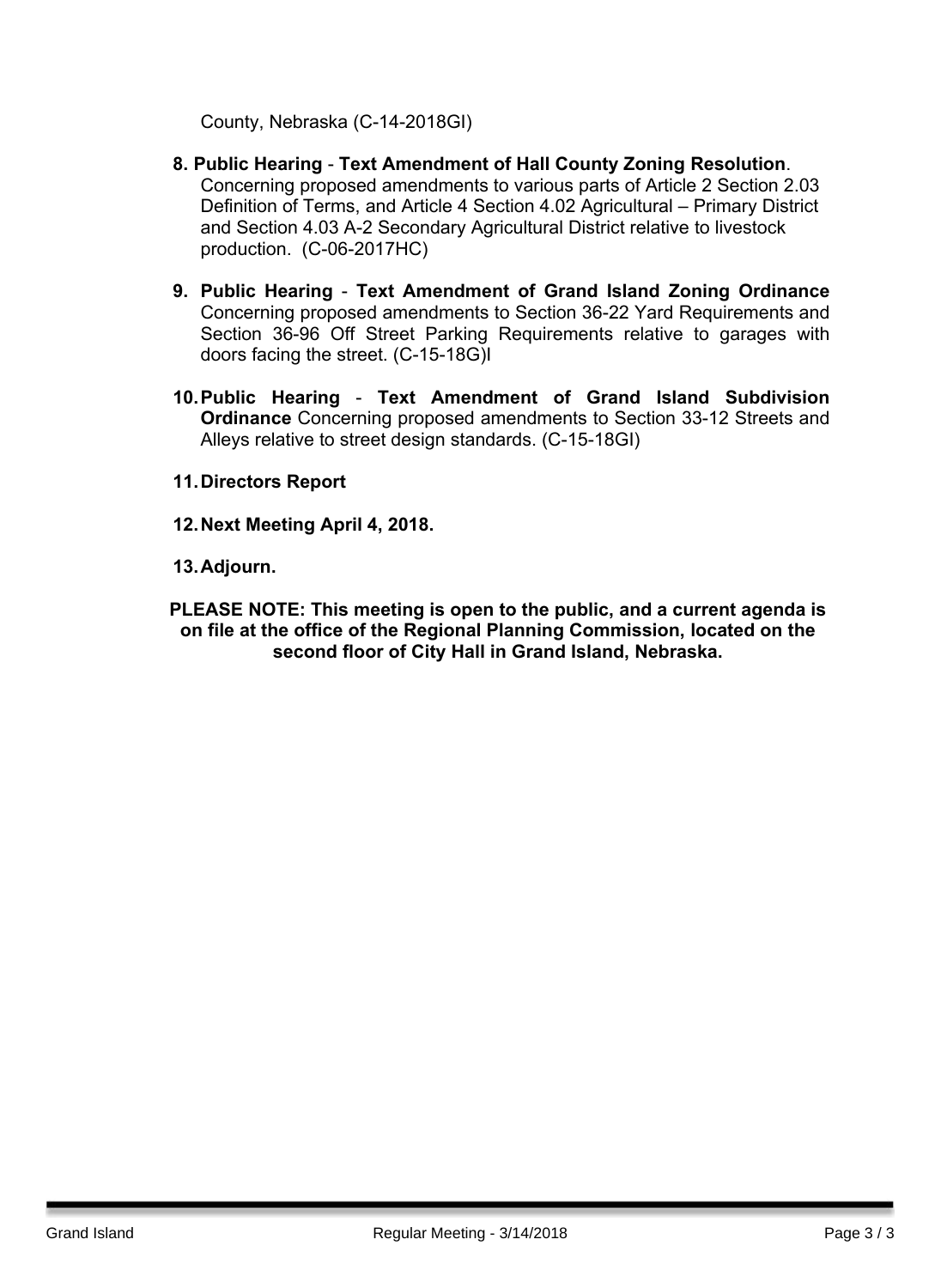County, Nebraska (C-14-2018GI)

8. **Public Hearing** - **Text Amendment of Hall County Zoning Resolution**. Concerning proposed amendments to various parts of Article 2 Section 2.03 Definition of Terms, and Article 4 Section 4.02 Agricultural – Primary District and Section 4.03 A-2 Secondary Agricultural District relative to livestock production. (C-06-2017HC)

9. **Public Hearing** - **Text Amendment of Grand Island Zoning Ordinance** Concerning proposed amendments to Section 36-22 Yard Requirements and Section 36-96 Off Street Parking Requirements relative to garages with doors facing the street. (C-15-18G)I

10. **Public Hearing** - **Text Amendment of Grand Island Subdivision Ordinance** Concerning proposed amendments to Section 33-12 Streets and Alleys relative to street design standards. (C-15-18GI)

11. **Directors Report**

12. **Next Meeting April 4, 2018.**

13. **Adjourn.**

**PLEASE NOTE: This meeting is open to the public, and a current agenda is on file at the office of the Regional Planning Commission, located on the second floor of City Hall in Grand Island, Nebraska.**